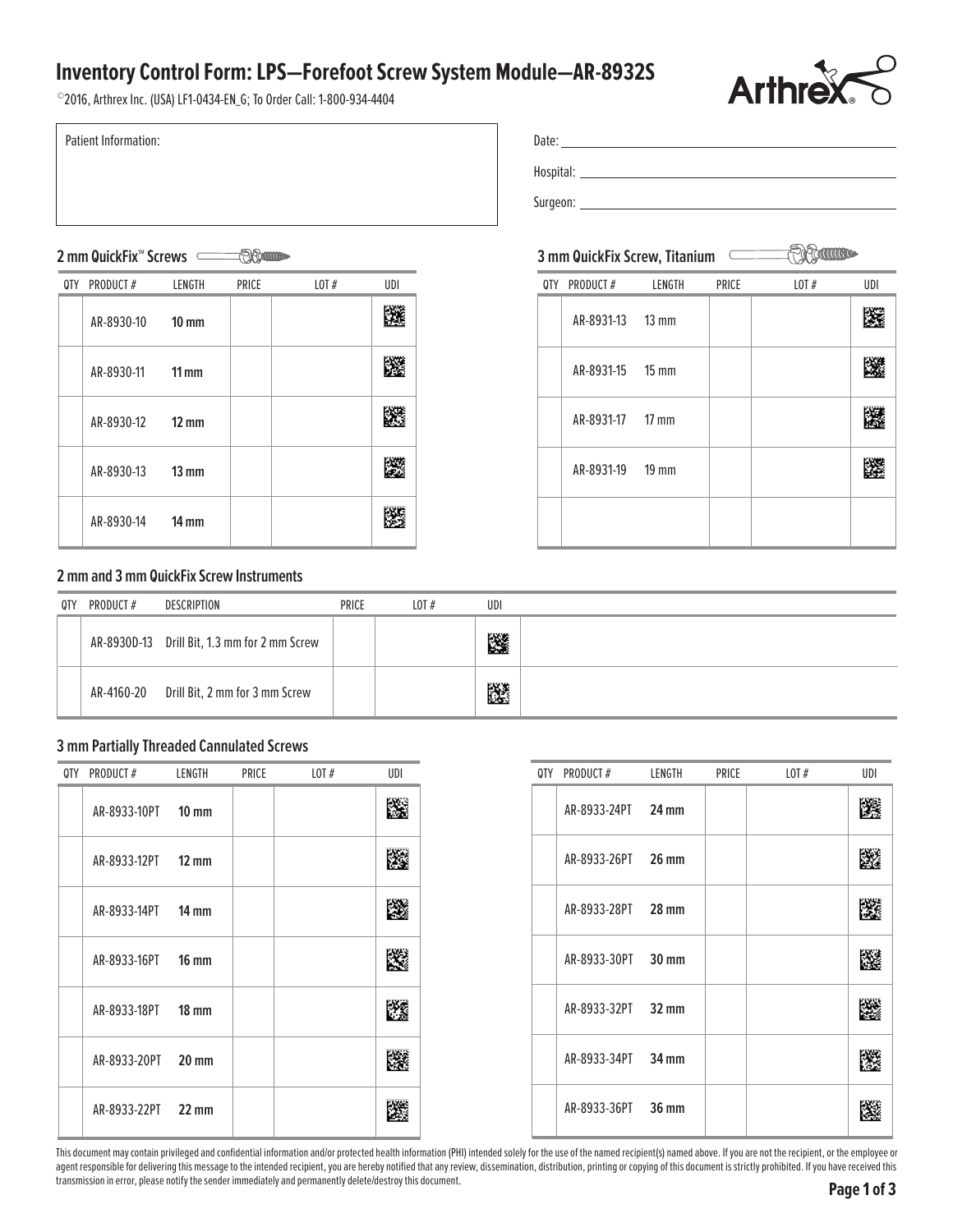# Inventory Control Form: LPS—Forefoot Screw System Module—AR-8932S

©2016, Arthrex Inc. (USA) LF1-0434-EN_G; To Order Call: 1-800-934-4404

Patient Information:

Date: 

Hospital: 

Surgeon: 

## 2 mm QuickFix™ Screws

| QTY | PRODUCT # | LENGTH | PRICE | LOT # | UDI |
|---|---|---|---|---|---|
| | AR-8930-10 | **10 mm** | | | |
| | AR-8930-11 | **11 mm** | | | |
| | AR-8930-12 | **12 mm** | | | |
| | AR-8930-13 | **13 mm** | | | |
| | AR-8930-14 | **14 mm** | | | |

## 3 mm QuickFix Screw, Titanium

| QTY | PRODUCT # | LENGTH | PRICE | LOT # | UDI |
|---|---|---|---|---|---|
| | AR-8931-13 | 13 mm | | | |
| | AR-8931-15 | 15 mm | | | |
| | AR-8931-17 | 17 mm | | | |
| | AR-8931-19 | 19 mm | | | |
| | | | | | |

## 2 mm and 3 mm QuickFix Screw Instruments

| QTY | PRODUCT # | DESCRIPTION | PRICE | LOT # | UDI |
|---|---|---|---|---|---|
| | AR-8930D-13 | Drill Bit, 1.3 mm for 2 mm Screw | | | |
| | AR-4160-20 | Drill Bit, 2 mm for 3 mm Screw | | | |

## 3 mm Partially Threaded Cannulated Screws

| QTY | PRODUCT # | LENGTH | PRICE | LOT # | UDI |
|---|---|---|---|---|---|
| | AR-8933-10PT | **10 mm** | | | |
| | AR-8933-12PT | **12 mm** | | | |
| | AR-8933-14PT | **14 mm** | | | |
| | AR-8933-16PT | **16 mm** | | | |
| | AR-8933-18PT | **18 mm** | | | |
| | AR-8933-20PT | **20 mm** | | | |
| | AR-8933-22PT | **22 mm** | | | |
| | AR-8933-24PT | **24 mm** | | | |
| | AR-8933-26PT | **26 mm** | | | |
| | AR-8933-28PT | **28 mm** | | | |
| | AR-8933-30PT | **30 mm** | | | |
| | AR-8933-32PT | **32 mm** | | | |
| | AR-8933-34PT | **34 mm** | | | |
| | AR-8933-36PT | **36 mm** | | | |

This document may contain privileged and confidential information and/or protected health information (PHI) intended solely for the use of the named recipient(s) named above. If you are not the recipient, or the employee or agent responsible for delivering this message to the intended recipient, you are hereby notified that any review, dissemination, distribution, printing or copying of this document is strictly prohibited. If you have received this transmission in error, please notify the sender immediately and permanently delete/destroy this document.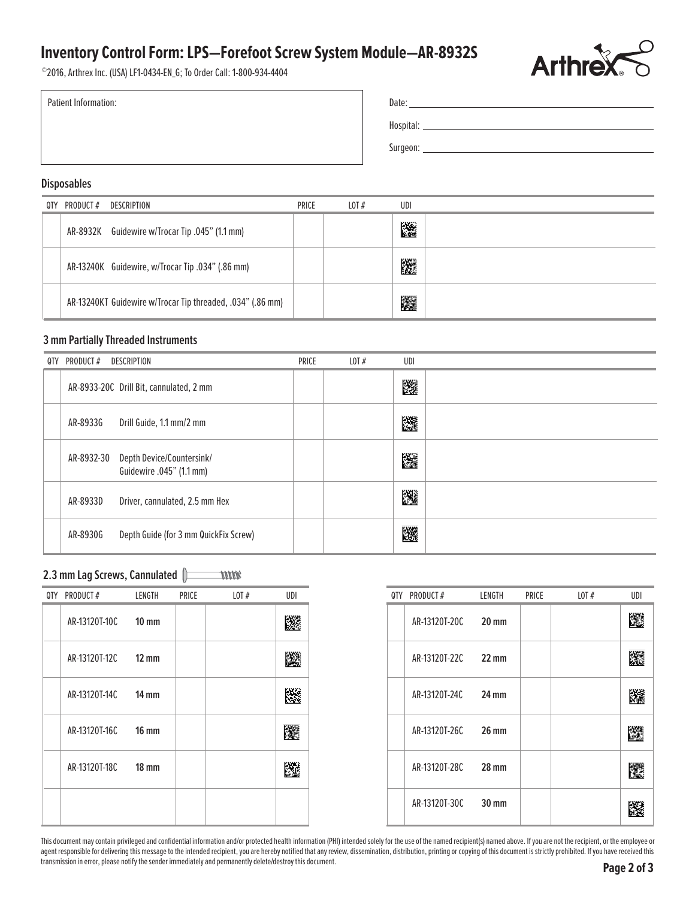# Inventory Control Form: LPS—Forefoot Screw System Module—AR-8932S

©2016, Arthrex Inc. (USA) LF1-0434-EN_G; To Order Call: 1-800-934-4404

| Patient Information: |
| --- |
| |

Date: ______________________

Hospital: ______________________

Surgeon: ______________________

## Disposables

| QTY | PRODUCT # | DESCRIPTION | PRICE | LOT # | UDI |
| --- | --- | --- | --- | --- | --- |
| | AR-8932K | Guidewire w/Trocar Tip .045" (1.1 mm) | | | |
| | AR-13240K | Guidewire, w/Trocar Tip .034" (.86 mm) | | | |
| | AR-13240KT | Guidewire w/Trocar Tip threaded, .034" (.86 mm) | | | |

## 3 mm Partially Threaded Instruments

| QTY | PRODUCT # | DESCRIPTION | PRICE | LOT # | UDI |
| --- | --- | --- | --- | --- | --- |
| | AR-8933-20C | Drill Bit, cannulated, 2 mm | | | |
| | AR-8933G | Drill Guide, 1.1 mm/2 mm | | | |
| | AR-8932-30 | Depth Device/Countersink/ Guidewire .045" (1.1 mm) | | | |
| | AR-8933D | Driver, cannulated, 2.5 mm Hex | | | |
| | AR-8930G | Depth Guide (for 3 mm QuickFix Screw) | | | |

## 2.3 mm Lag Screws, Cannulated

| QTY | PRODUCT # | LENGTH | PRICE | LOT # | UDI |
| --- | --- | --- | --- | --- | --- |
| | AR-13120T-10C | **10 mm** | | | |
| | AR-13120T-12C | **12 mm** | | | |
| | AR-13120T-14C | **14 mm** | | | |
| | AR-13120T-16C | **16 mm** | | | |
| | AR-13120T-18C | **18 mm** | | | |
| | AR-13120T-20C | **20 mm** | | | |
| | AR-13120T-22C | **22 mm** | | | |
| | AR-13120T-24C | **24 mm** | | | |
| | AR-13120T-26C | **26 mm** | | | |
| | AR-13120T-28C | **28 mm** | | | |
| | AR-13120T-30C | **30 mm** | | | |

This document may contain privileged and confidential information and/or protected health information (PHI) intended solely for the use of the named recipient(s) named above. If you are not the recipient, or the employee or agent responsible for delivering this message to the intended recipient, you are hereby notified that any review, dissemination, distribution, printing or copying of this document is strictly prohibited. If you have received this transmission in error, please notify the sender immediately and permanently delete/destroy this document.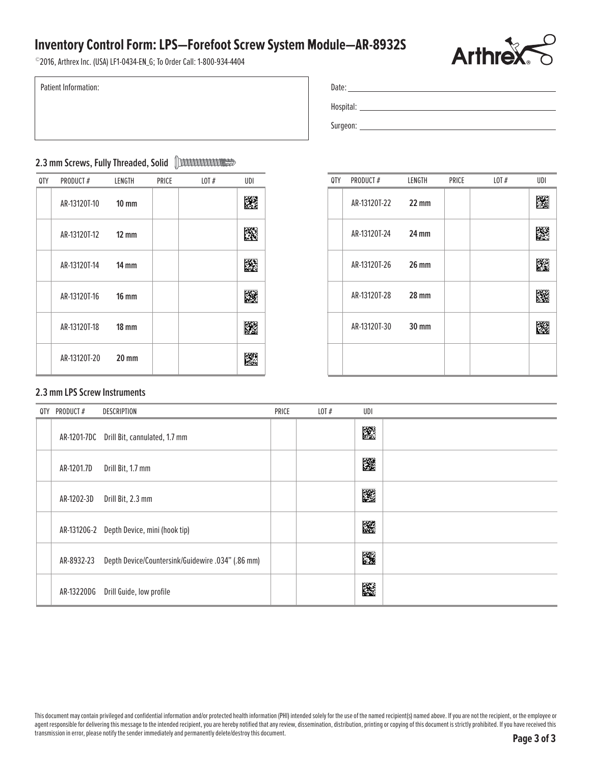# Inventory Control Form: LPS—Forefoot Screw System Module—AR-8932S

©2016, Arthrex Inc. (USA) LF1-0434-EN_G; To Order Call: 1-800-934-4404

Patient Information:

Date: 

Hospital: 

Surgeon: 

## 2.3 mm Screws, Fully Threaded, Solid

| QTY | PRODUCT # | LENGTH | PRICE | LOT # | UDI |
|---|---|---|---|---|---|
| | AR-13120T-10 | **10 mm** | | | |
| | AR-13120T-12 | **12 mm** | | | |
| | AR-13120T-14 | **14 mm** | | | |
| | AR-13120T-16 | **16 mm** | | | |
| | AR-13120T-18 | **18 mm** | | | |
| | AR-13120T-20 | **20 mm** | | | |
| | AR-13120T-22 | **22 mm** | | | |
| | AR-13120T-24 | **24 mm** | | | |
| | AR-13120T-26 | **26 mm** | | | |
| | AR-13120T-28 | **28 mm** | | | |
| | AR-13120T-30 | **30 mm** | | | |

## 2.3 mm LPS Screw Instruments

| QTY | PRODUCT # | DESCRIPTION | PRICE | LOT # | UDI |
|---|---|---|---|---|---|
| | AR-1201-7DC | Drill Bit, cannulated, 1.7 mm | | | |
| | AR-1201.7D | Drill Bit, 1.7 mm | | | |
| | AR-1202-3D | Drill Bit, 2.3 mm | | | |
| | AR-13120G-2 | Depth Device, mini (hook tip) | | | |
| | AR-8932-23 | Depth Device/Countersink/Guidewire .034" (.86 mm) | | | |
| | AR-13220DG | Drill Guide, low profile | | | |

This document may contain privileged and confidential information and/or protected health information (PHI) intended solely for the use of the named recipient(s) named above. If you are not the recipient, or the employee or agent responsible for delivering this message to the intended recipient, you are hereby notified that any review, dissemination, distribution, printing or copying of this document is strictly prohibited. If you have received this transmission in error, please notify the sender immediately and permanently delete/destroy this document.